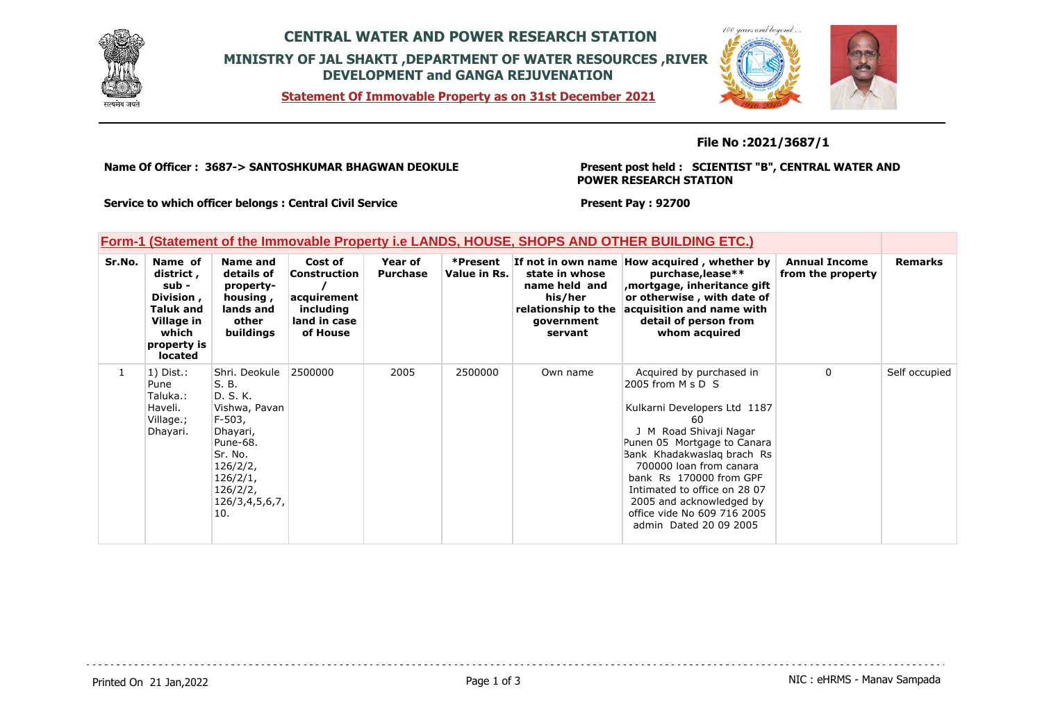# CENTRAL WATER AND POWER RESEARCH STATION

## MINISTRY OF JAL SHAKTI ,DEPARTMENT OF WATER RESOURCES ,RIVER DEVELOPMENT and GANGA REJUVENATION

**Statement Of Immovable Property as on 31st December 2021**

**File No :2021/3687/1**

**Name Of Officer : 3687-> SANTOSHKUMAR BHAGWAN DEOKULE**

**Present post held : SCIENTIST "B", CENTRAL WATER AND POWER RESEARCH STATION**

**Service to which officer belongs : Central Civil Service**

**Present Pay : 92700**

### Form-1 (Statement of the Immovable Property i.e LANDS, HOUSE, SHOPS AND OTHER BUILDING ETC.)

| Sr.No. | Name of district , sub - Division , Taluk and Village in which property is located | Name and details of property- housing , lands and other buildings | Cost of Construction / acquirement including land in case of House | Year of Purchase | *Present Value in Rs. | If not in own name state in whose name held and his/her relationship to the government servant | How acquired , whether by purchase,lease** ,mortgage, inheritance gift or otherwise , with date of acquisition and name with detail of person from whom acquired | Annual Income from the property | Remarks |
|---|---|---|---|---|---|---|---|---|---|
| 1 | 1) Dist.: Pune Taluka.: Haveli. Village.; Dhayari. | Shri. Deokule S. B. D. S. K. Vishwa, Pavan F-503, Dhayari, Pune-68. Sr. No. 126/2/2, 126/2/1, 126/2/2, 126/3,4,5,6,7, 10. | 2500000 | 2005 | 2500000 | Own name | Acquired by purchased in 2005 from M s D S Kulkarni Developers Ltd 1187 60 J M Road Shivaji Nagar Punen 05 Mortgage to Canara Bank Khadakwaslaq brach Rs 700000 loan from canara bank Rs 170000 from GPF Intimated to office on 28 07 2005 and acknowledged by office vide No 609 716 2005 admin Dated 20 09 2005 | 0 | Self occupied |

Printed On 21 Jan,2022

NIC : eHRMS - Manav Sampada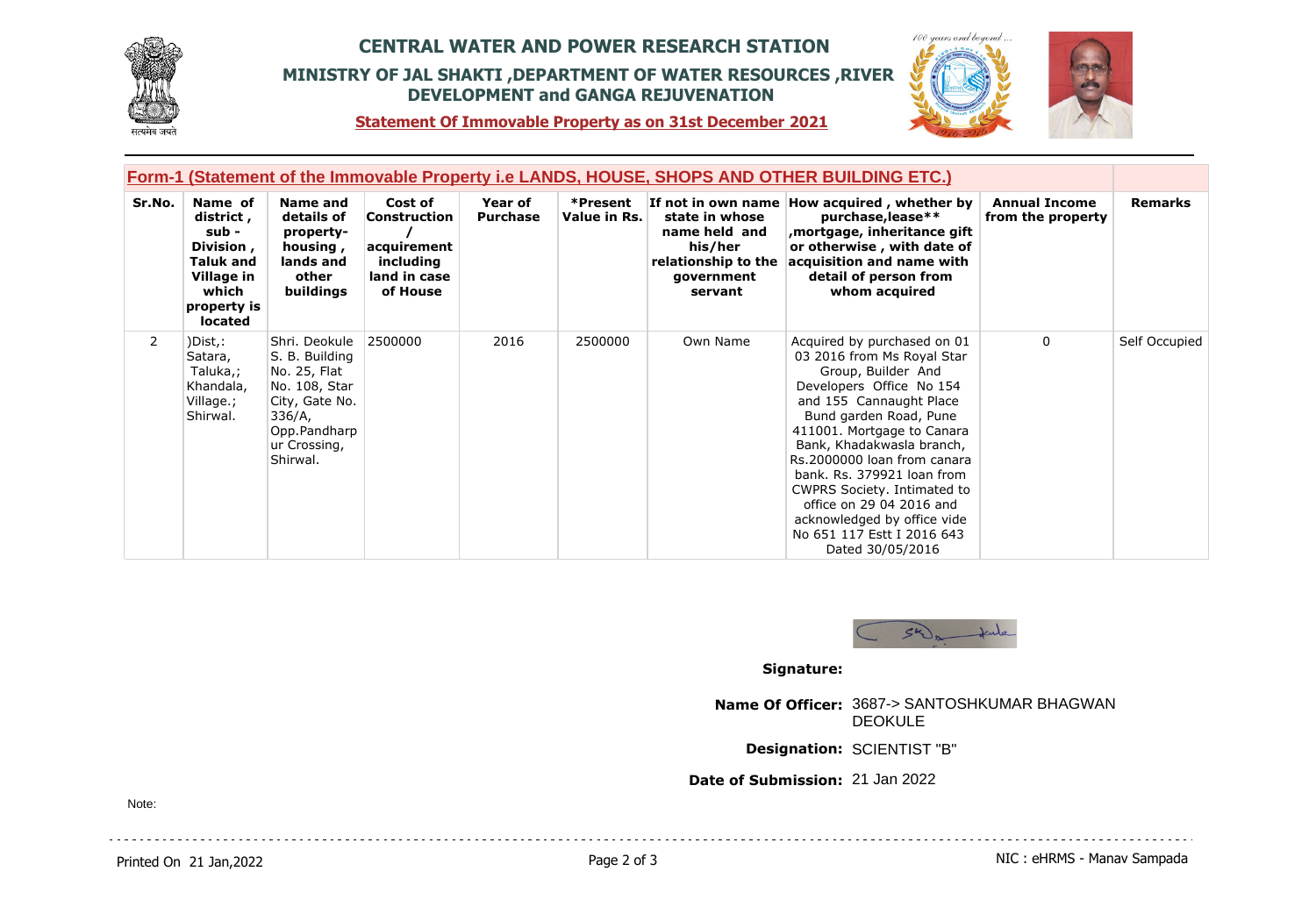# CENTRAL WATER AND POWER RESEARCH STATION

## MINISTRY OF JAL SHAKTI ,DEPARTMENT OF WATER RESOURCES ,RIVER DEVELOPMENT and GANGA REJUVENATION

**Statement Of Immovable Property as on 31st December 2021**

### Form-1 (Statement of the Immovable Property i.e LANDS, HOUSE, SHOPS AND OTHER BUILDING ETC.)

| Sr.No. | Name of district , sub - Division , Taluk and Village in which property is located | Name and details of property-housing , lands and other buildings | Cost of Construction / acquirement including land in case of House | Year of Purchase | *Present Value in Rs. | If not in own name state in whose name held and his/her relationship to the government servant | How acquired , whether by purchase,lease** ,mortgage, inheritance gift or otherwise , with date of acquisition and name with detail of person from whom acquired | Annual Income from the property | Remarks |
|---|---|---|---|---|---|---|---|---|---|
| 2 | )Dist,: Satara, Taluka,; Khandala, Village.; Shirwal. | Shri. Deokule S. B. Building No. 25, Flat No. 108, Star City, Gate No. 336/A, Opp.Pandharpur Crossing, Shirwal. | 2500000 | 2016 | 2500000 | Own Name | Acquired by purchased on 01 03 2016 from Ms Royal Star Group, Builder And Developers Office No 154 and 155 Cannaught Place Bund garden Road, Pune 411001. Mortgage to Canara Bank, Khadakwasla branch, Rs.2000000 loan from canara bank. Rs. 379921 loan from CWPRS Society. Intimated to office on 29 04 2016 and acknowledged by office vide No 651 117 Estt I 2016 643 Dated 30/05/2016 | 0 | Self Occupied |

**Signature:**

**Name Of Officer:** 3687-> SANTOSHKUMAR BHAGWAN DEOKULE

**Designation:** SCIENTIST "B"

**Date of Submission:** 21 Jan 2022

Note: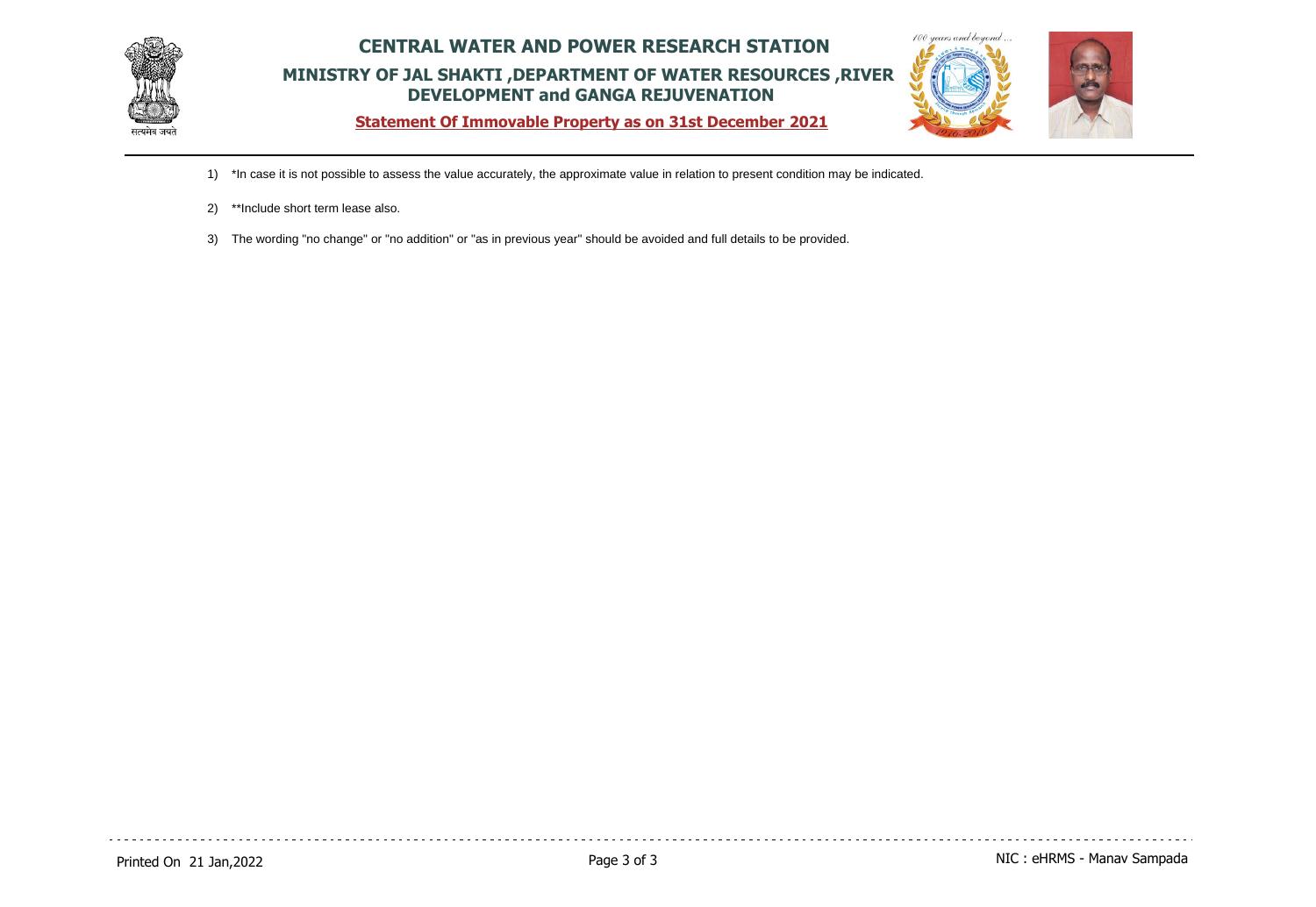# CENTRAL WATER AND POWER RESEARCH STATION

## MINISTRY OF JAL SHAKTI ,DEPARTMENT OF WATER RESOURCES ,RIVER DEVELOPMENT and GANGA REJUVENATION

**Statement Of Immovable Property as on 31st December 2021**

1) *In case it is not possible to assess the value accurately, the approximate value in relation to present condition may be indicated.

2) **Include short term lease also.

3) The wording "no change" or "no addition" or "as in previous year" should be avoided and full details to be provided.